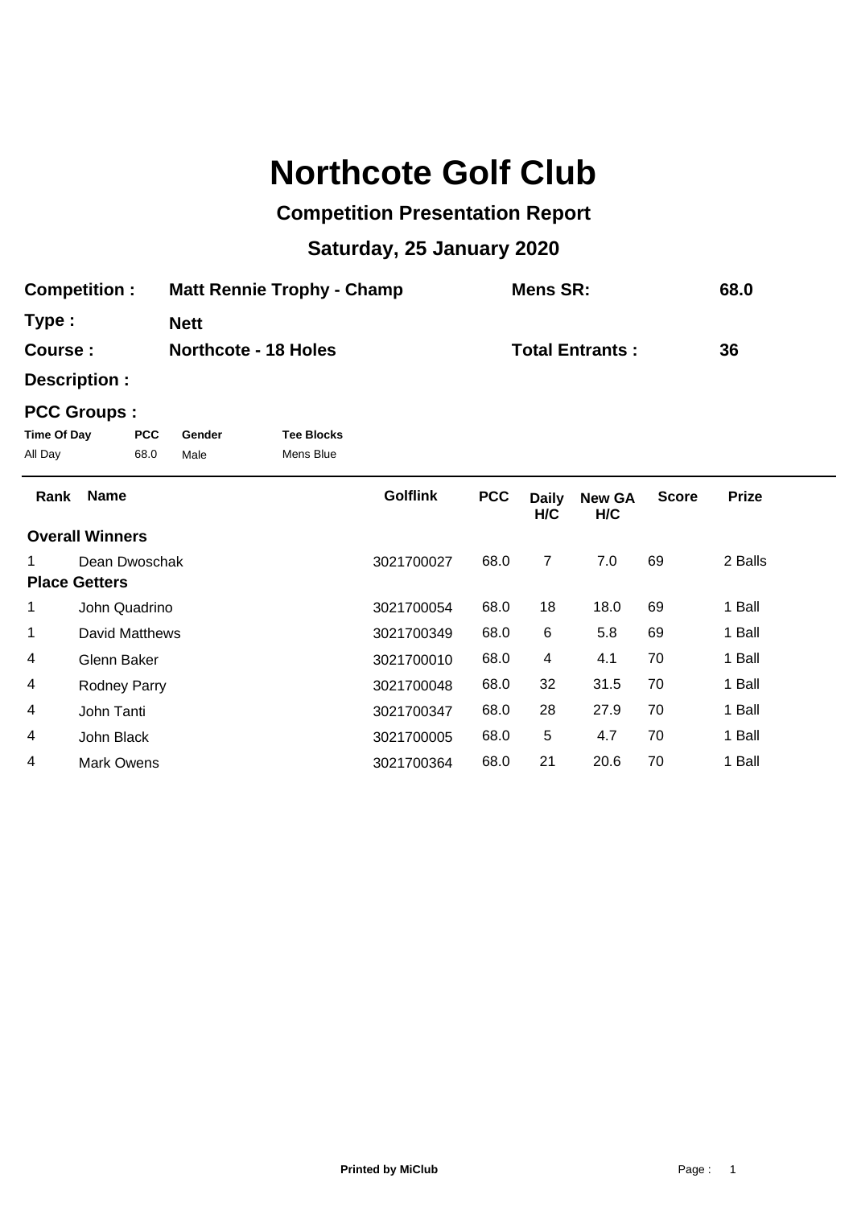# Northcote Golf Club

## Competition Presentation Report

### Saturday, 25 January 2020

**Competition :** Matt Rennie Trophy - Champ    **Mens SR:** 68.0

**Type :** Nett

**Course :** Northcote - 18 Holes    **Total Entrants :** 36

**Description :**

**PCC Groups :**

| Time Of Day | PCC | Gender | Tee Blocks |
|---|---|---|---|
| All Day | 68.0 | Male | Mens Blue |

| Rank | Name | Golflink | PCC | Daily H/C | New GA H/C | Score | Prize |
|---|---|---|---|---|---|---|---|
| **Overall Winners** | | | | | | | |
| 1 | Dean Dwoschak | 3021700027 | 68.0 | 7 | 7.0 | 69 | 2 Balls |
| **Place Getters** | | | | | | | |
| 1 | John Quadrino | 3021700054 | 68.0 | 18 | 18.0 | 69 | 1 Ball |
| 1 | David Matthews | 3021700349 | 68.0 | 6 | 5.8 | 69 | 1 Ball |
| 4 | Glenn Baker | 3021700010 | 68.0 | 4 | 4.1 | 70 | 1 Ball |
| 4 | Rodney Parry | 3021700048 | 68.0 | 32 | 31.5 | 70 | 1 Ball |
| 4 | John Tanti | 3021700347 | 68.0 | 28 | 27.9 | 70 | 1 Ball |
| 4 | John Black | 3021700005 | 68.0 | 5 | 4.7 | 70 | 1 Ball |
| 4 | Mark Owens | 3021700364 | 68.0 | 21 | 20.6 | 70 | 1 Ball |

**Printed by MiClub**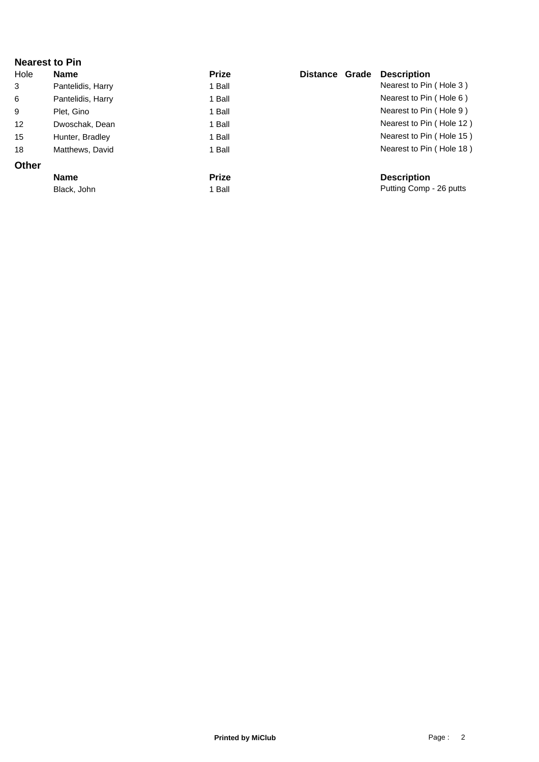## Nearest to Pin

| Hole | Name | Prize | Distance | Grade | Description |
|---|---|---|---|---|---|
| 3 | Pantelidis, Harry | 1 Ball | | | Nearest to Pin ( Hole 3 ) |
| 6 | Pantelidis, Harry | 1 Ball | | | Nearest to Pin ( Hole 6 ) |
| 9 | Plet, Gino | 1 Ball | | | Nearest to Pin ( Hole 9 ) |
| 12 | Dwoschak, Dean | 1 Ball | | | Nearest to Pin ( Hole 12 ) |
| 15 | Hunter, Bradley | 1 Ball | | | Nearest to Pin ( Hole 15 ) |
| 18 | Matthews, David | 1 Ball | | | Nearest to Pin ( Hole 18 ) |

## Other

| Name | Prize | Description |
|---|---|---|
| Black, John | 1 Ball | Putting Comp - 26 putts |

**Printed by MiClub**